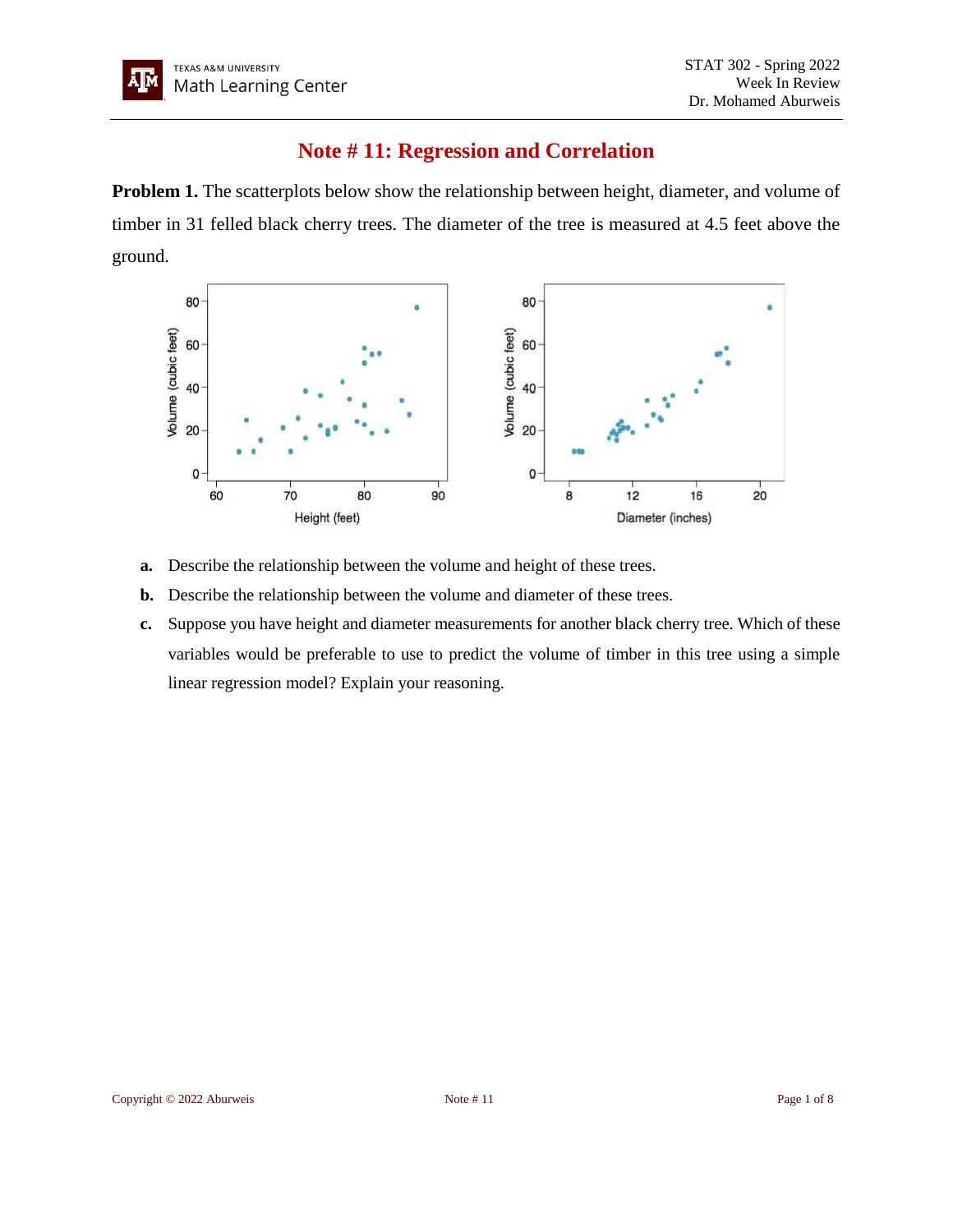# Note # 11: Regression and Correlation

**Problem 1.** The scatterplots below show the relationship between height, diameter, and volume of timber in 31 felled black cherry trees. The diameter of the tree is measured at 4.5 feet above the ground.

**a.** Describe the relationship between the volume and height of these trees.

**b.** Describe the relationship between the volume and diameter of these trees.

**c.** Suppose you have height and diameter measurements for another black cherry tree. Which of these variables would be preferable to use to predict the volume of timber in this tree using a simple linear regression model? Explain your reasoning.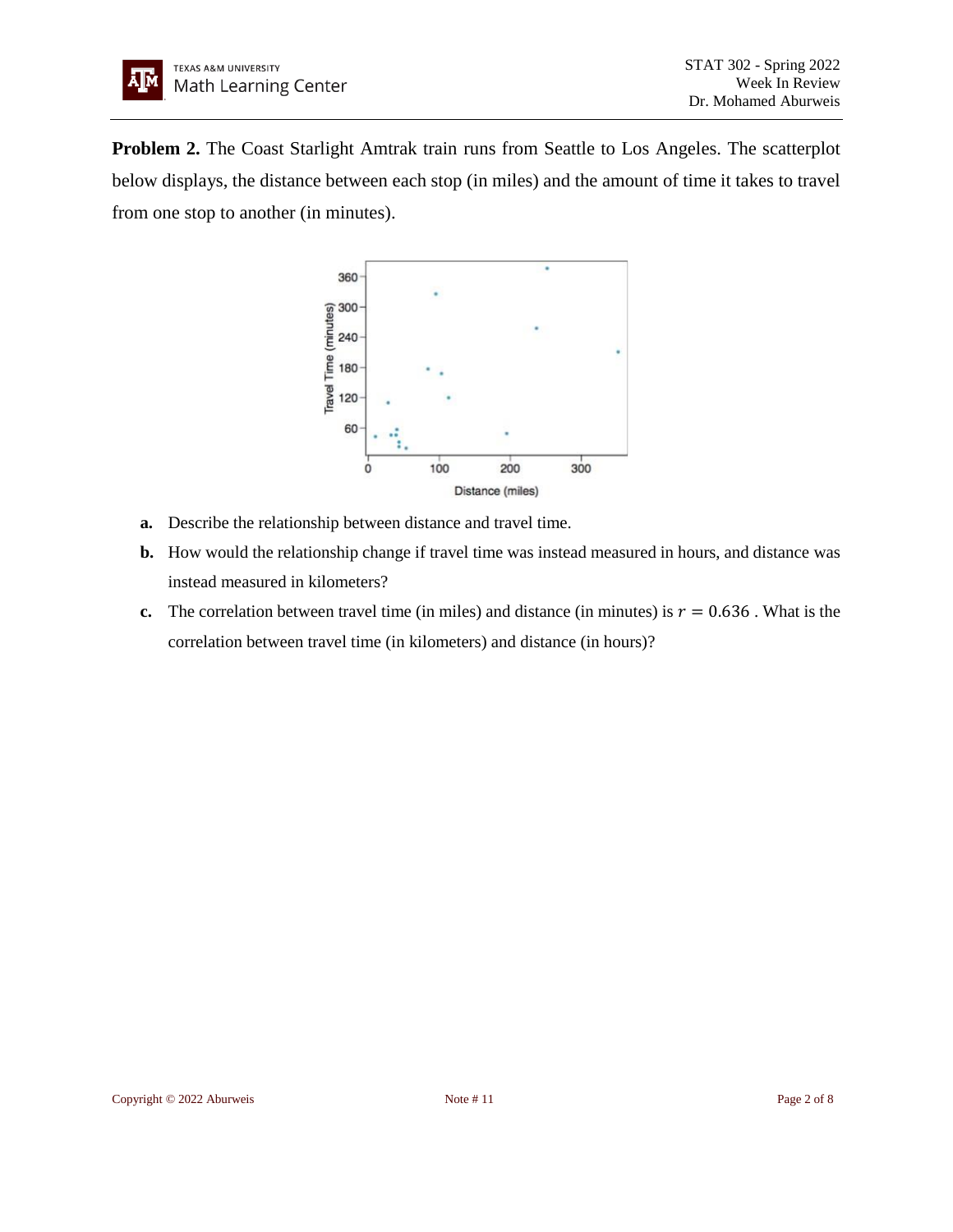**Problem 2.** The Coast Starlight Amtrak train runs from Seattle to Los Angeles. The scatterplot below displays, the distance between each stop (in miles) and the amount of time it takes to travel from one stop to another (in minutes).

**a.** Describe the relationship between distance and travel time.

**b.** How would the relationship change if travel time was instead measured in hours, and distance was instead measured in kilometers?

**c.** The correlation between travel time (in miles) and distance (in minutes) is $r = 0.636$ . What is the correlation between travel time (in kilometers) and distance (in hours)?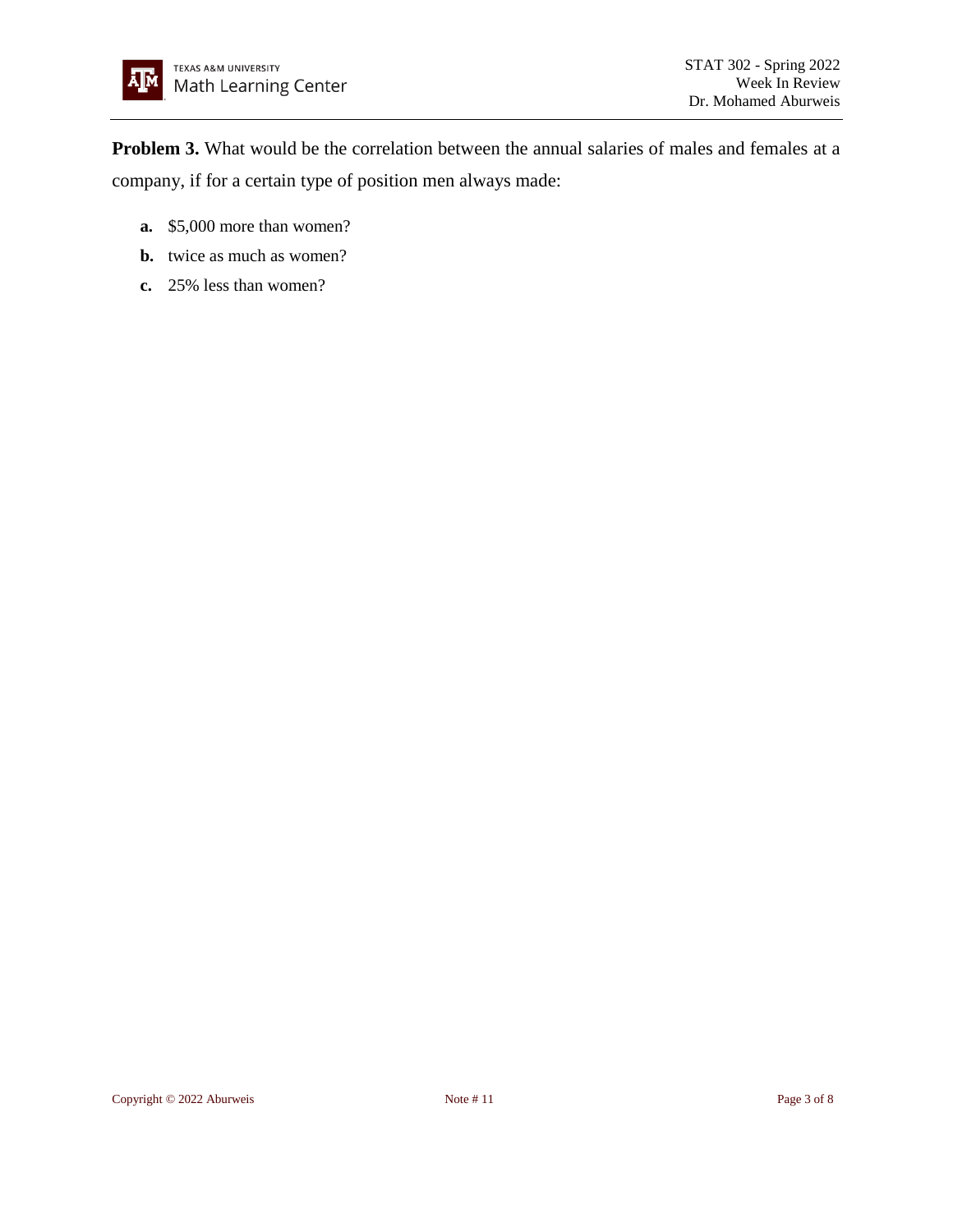**Problem 3.** What would be the correlation between the annual salaries of males and females at a company, if for a certain type of position men always made:

- **a.** $5,000 more than women?
- **b.** twice as much as women?
- **c.** 25% less than women?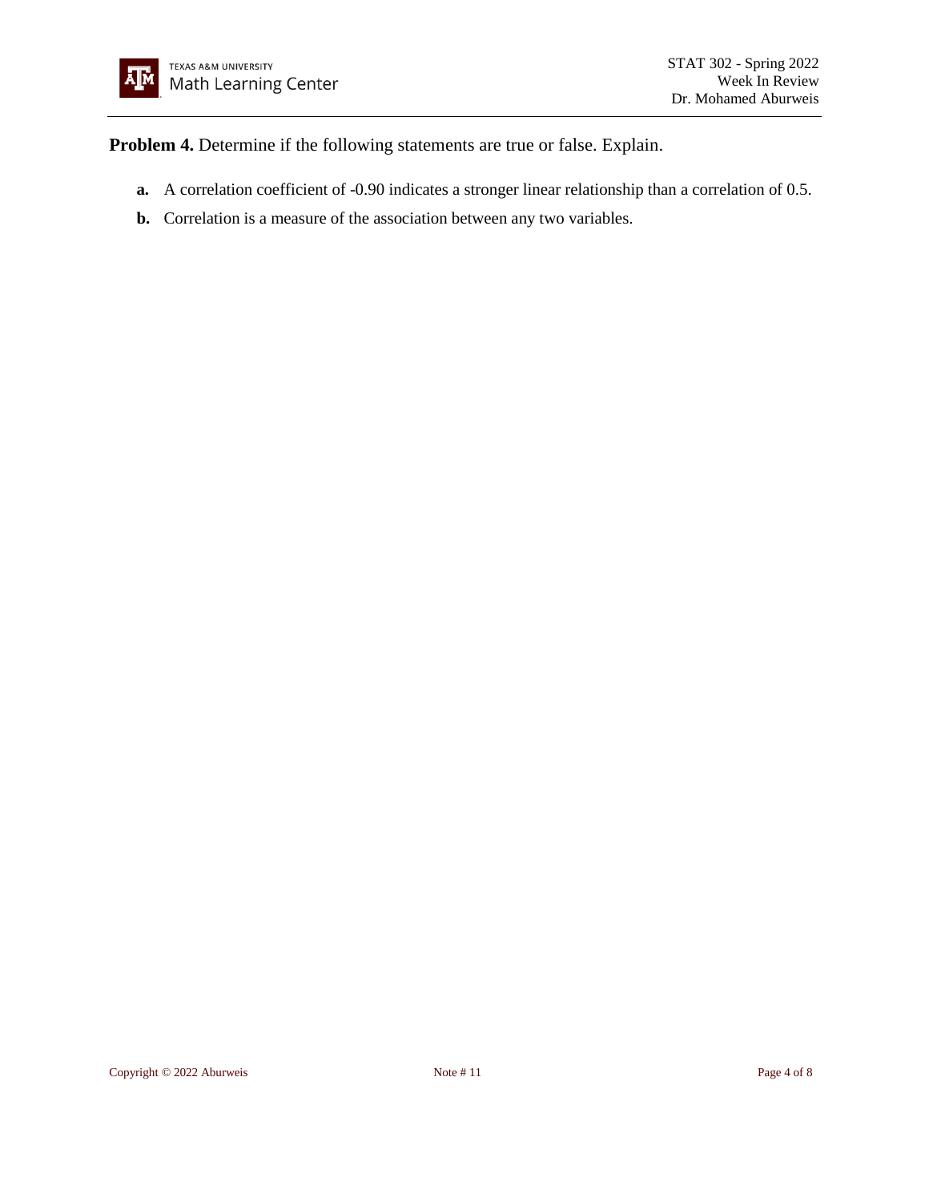**Problem 4.** Determine if the following statements are true or false. Explain.

- **a.** A correlation coefficient of -0.90 indicates a stronger linear relationship than a correlation of 0.5.
- **b.** Correlation is a measure of the association between any two variables.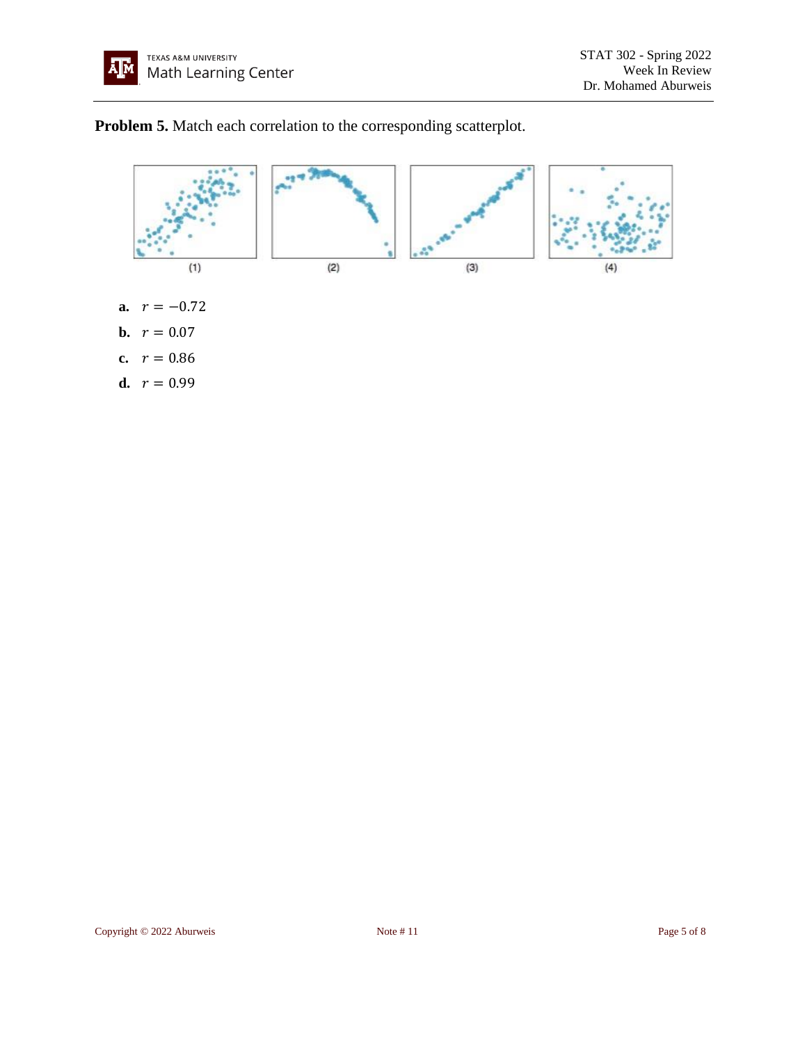**Problem 5.** Match each correlation to the corresponding scatterplot.

(1) (2) (3) (4)

**a.** $r = -0.72$

**b.** $r = 0.07$

**c.** $r = 0.86$

**d.** $r = 0.99$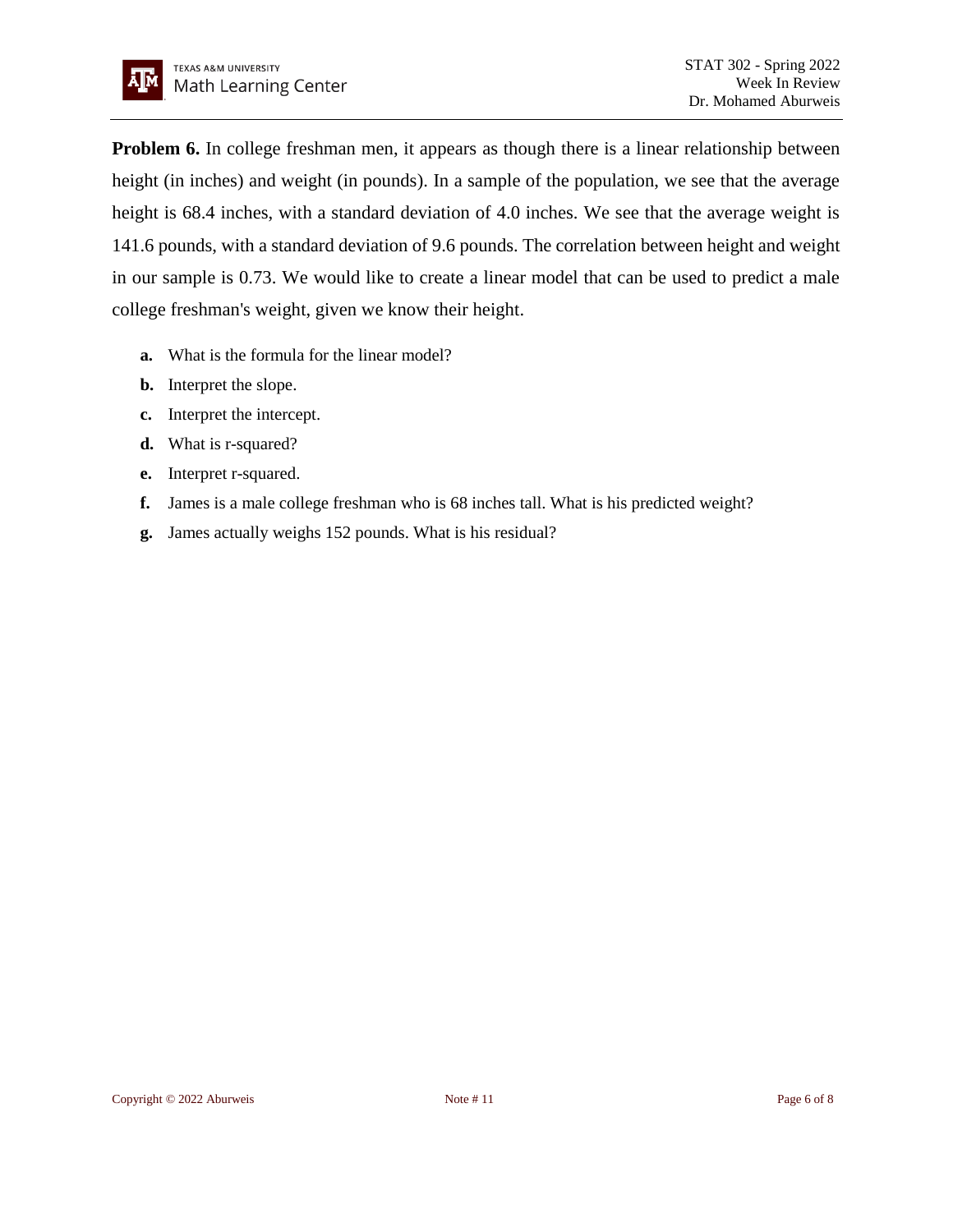**Problem 6.** In college freshman men, it appears as though there is a linear relationship between height (in inches) and weight (in pounds). In a sample of the population, we see that the average height is 68.4 inches, with a standard deviation of 4.0 inches. We see that the average weight is 141.6 pounds, with a standard deviation of 9.6 pounds. The correlation between height and weight in our sample is 0.73. We would like to create a linear model that can be used to predict a male college freshman's weight, given we know their height.

- **a.** What is the formula for the linear model?
- **b.** Interpret the slope.
- **c.** Interpret the intercept.
- **d.** What is r-squared?
- **e.** Interpret r-squared.
- **f.** James is a male college freshman who is 68 inches tall. What is his predicted weight?
- **g.** James actually weighs 152 pounds. What is his residual?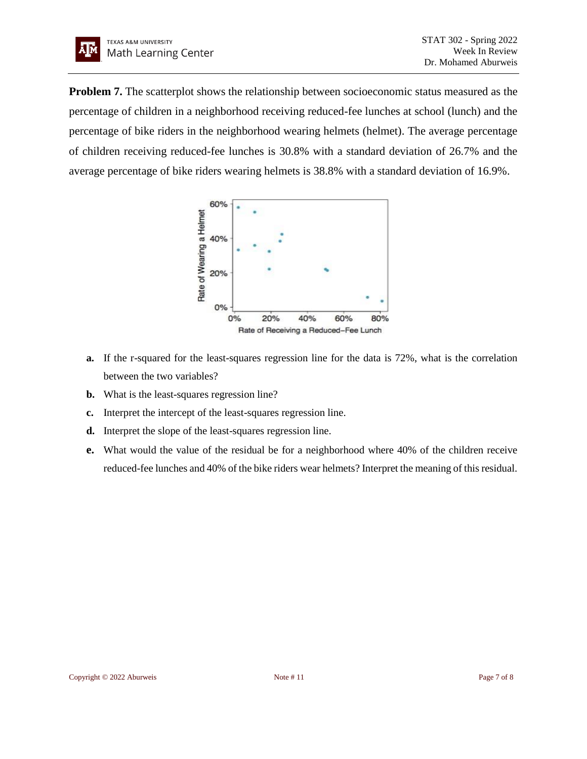**Problem 7.** The scatterplot shows the relationship between socioeconomic status measured as the percentage of children in a neighborhood receiving reduced-fee lunches at school (lunch) and the percentage of bike riders in the neighborhood wearing helmets (helmet). The average percentage of children receiving reduced-fee lunches is 30.8% with a standard deviation of 26.7% and the average percentage of bike riders wearing helmets is 38.8% with a standard deviation of 16.9%.

**a.** If the r-squared for the least-squares regression line for the data is 72%, what is the correlation between the two variables?

**b.** What is the least-squares regression line?

**c.** Interpret the intercept of the least-squares regression line.

**d.** Interpret the slope of the least-squares regression line.

**e.** What would the value of the residual be for a neighborhood where 40% of the children receive reduced-fee lunches and 40% of the bike riders wear helmets? Interpret the meaning of this residual.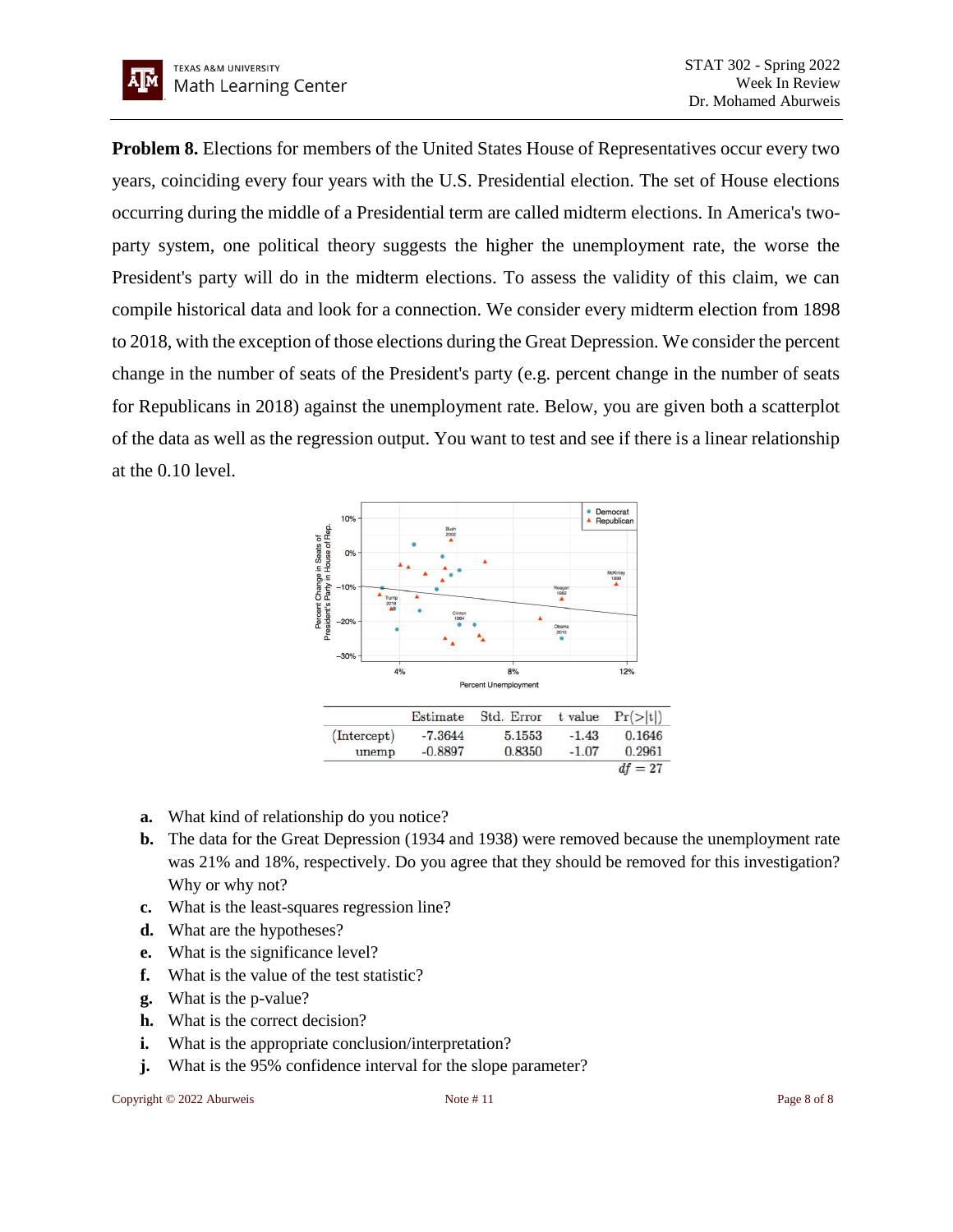**Problem 8.** Elections for members of the United States House of Representatives occur every two years, coinciding every four years with the U.S. Presidential election. The set of House elections occurring during the middle of a Presidential term are called midterm elections. In America's two-party system, one political theory suggests the higher the unemployment rate, the worse the President's party will do in the midterm elections. To assess the validity of this claim, we can compile historical data and look for a connection. We consider every midterm election from 1898 to 2018, with the exception of those elections during the Great Depression. We consider the percent change in the number of seats of the President's party (e.g. percent change in the number of seats for Republicans in 2018) against the unemployment rate. Below, you are given both a scatterplot of the data as well as the regression output. You want to test and see if there is a linear relationship at the 0.10 level.

Percent Change in Seats of President's Party in House of Rep.

10%
0%
−10%
−20%
−30%

4%
8%
12%

Percent Unemployment

Democrat
Republican

Bush 2002
McKinley 1898
Reagan 1982
Trump 2018
Clinton 1994
Obama 2010

| | Estimate | Std. Error | t value | Pr(>\|t\|) |
|---|---|---|---|---|
| (Intercept) | -7.3644 | 5.1553 | -1.43 | 0.1646 |
| unemp | -0.8897 | 0.8350 | -1.07 | 0.2961 |
| | | | | $df = 27$ |

a. What kind of relationship do you notice?
b. The data for the Great Depression (1934 and 1938) were removed because the unemployment rate was 21% and 18%, respectively. Do you agree that they should be removed for this investigation? Why or why not?
c. What is the least-squares regression line?
d. What are the hypotheses?
e. What is the significance level?
f. What is the value of the test statistic?
g. What is the p-value?
h. What is the correct decision?
i. What is the appropriate conclusion/interpretation?
j. What is the 95% confidence interval for the slope parameter?